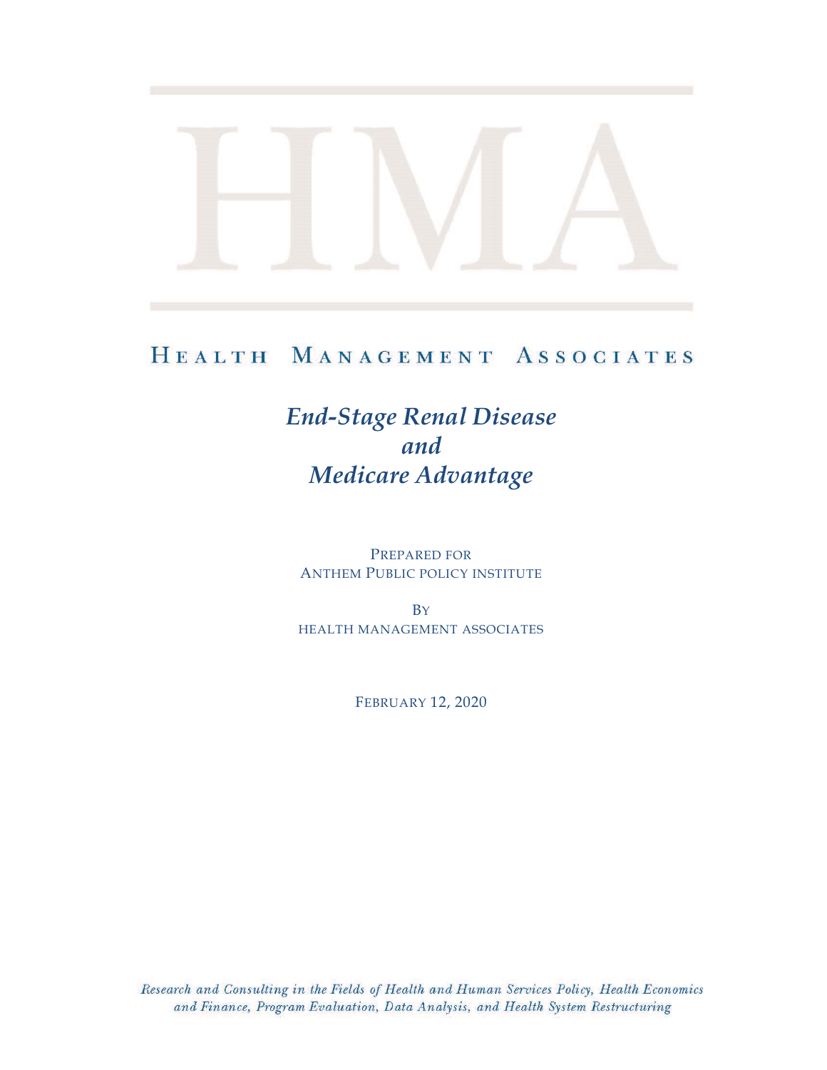# HMA

HEALTH MANAGEMENT ASSOCIATES

## *End-Stage Renal Disease and Medicare Advantage*

PREPARED FOR
ANTHEM PUBLIC POLICY INSTITUTE

BY
HEALTH MANAGEMENT ASSOCIATES

FEBRUARY 12, 2020

*Research and Consulting in the Fields of Health and Human Services Policy, Health Economics and Finance, Program Evaluation, Data Analysis, and Health System Restructuring*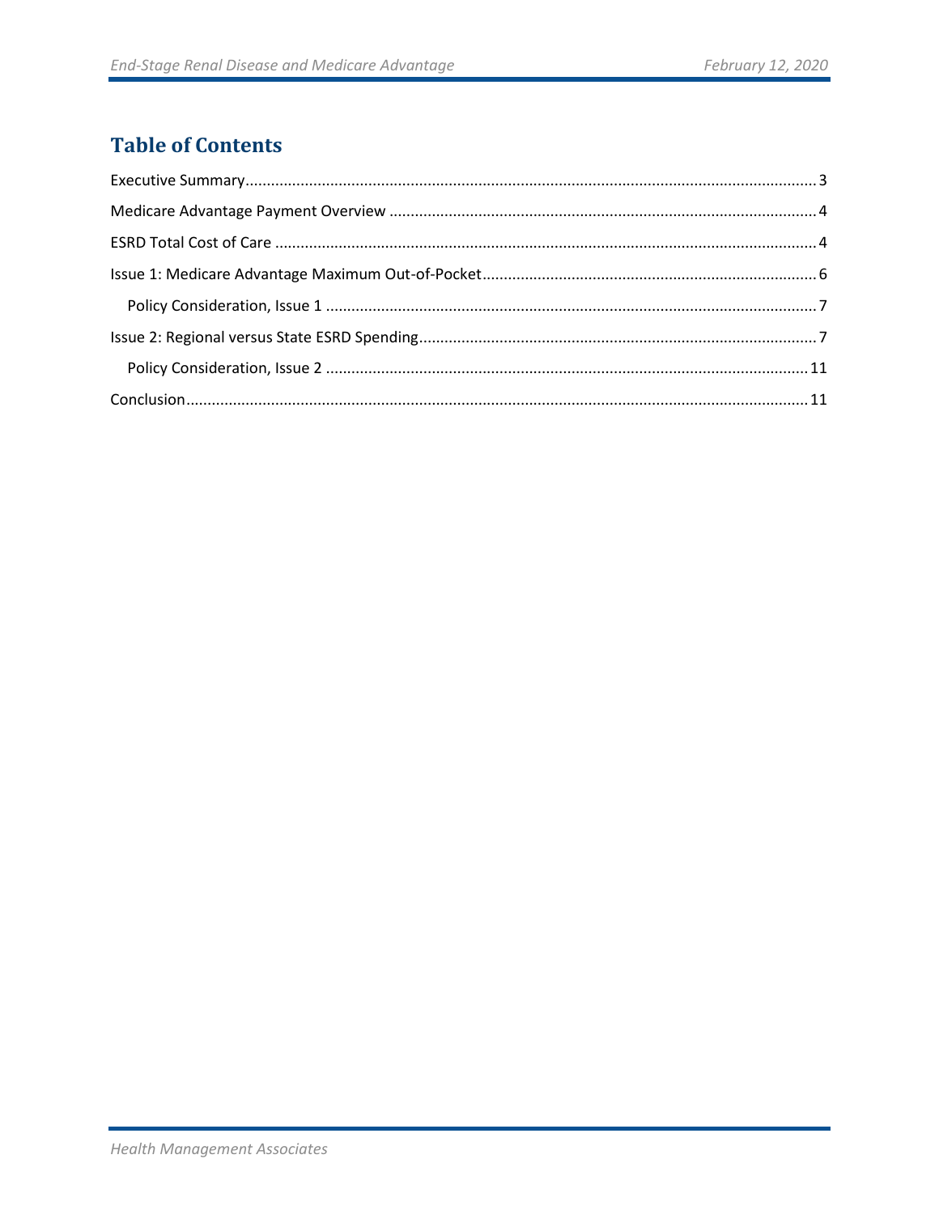## Table of Contents

Executive Summary ........................................................................................................................ 3

Medicare Advantage Payment Overview ..................................................................................... 4

ESRD Total Cost of Care ............................................................................................................... 4

Issue 1: Medicare Advantage Maximum Out-of-Pocket ................................................................ 6

  Policy Consideration, Issue 1 ..................................................................................................... 7

Issue 2: Regional versus State ESRD Spending ............................................................................. 7

  Policy Consideration, Issue 2 ..................................................................................................... 11

Conclusion .................................................................................................................................... 11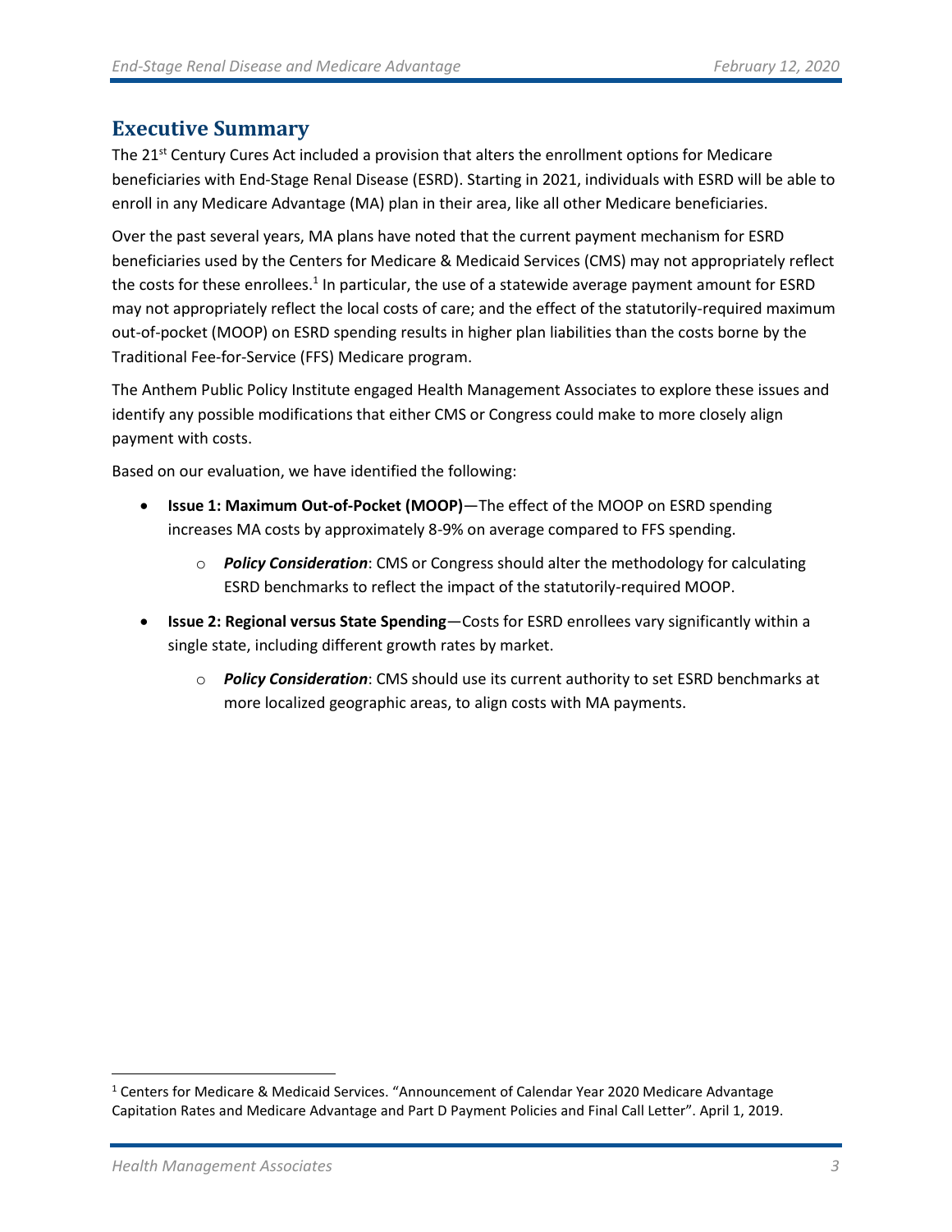## Executive Summary

The 21st Century Cures Act included a provision that alters the enrollment options for Medicare beneficiaries with End-Stage Renal Disease (ESRD). Starting in 2021, individuals with ESRD will be able to enroll in any Medicare Advantage (MA) plan in their area, like all other Medicare beneficiaries.

Over the past several years, MA plans have noted that the current payment mechanism for ESRD beneficiaries used by the Centers for Medicare & Medicaid Services (CMS) may not appropriately reflect the costs for these enrollees.[1] In particular, the use of a statewide average payment amount for ESRD may not appropriately reflect the local costs of care; and the effect of the statutorily-required maximum out-of-pocket (MOOP) on ESRD spending results in higher plan liabilities than the costs borne by the Traditional Fee-for-Service (FFS) Medicare program.

The Anthem Public Policy Institute engaged Health Management Associates to explore these issues and identify any possible modifications that either CMS or Congress could make to more closely align payment with costs.

Based on our evaluation, we have identified the following:

- **Issue 1: Maximum Out-of-Pocket (MOOP)**—The effect of the MOOP on ESRD spending increases MA costs by approximately 8-9% on average compared to FFS spending.
    - ***Policy Consideration***: CMS or Congress should alter the methodology for calculating ESRD benchmarks to reflect the impact of the statutorily-required MOOP.
- **Issue 2: Regional versus State Spending**—Costs for ESRD enrollees vary significantly within a single state, including different growth rates by market.
    - ***Policy Consideration***: CMS should use its current authority to set ESRD benchmarks at more localized geographic areas, to align costs with MA payments.

[1] Centers for Medicare & Medicaid Services. "Announcement of Calendar Year 2020 Medicare Advantage Capitation Rates and Medicare Advantage and Part D Payment Policies and Final Call Letter". April 1, 2019.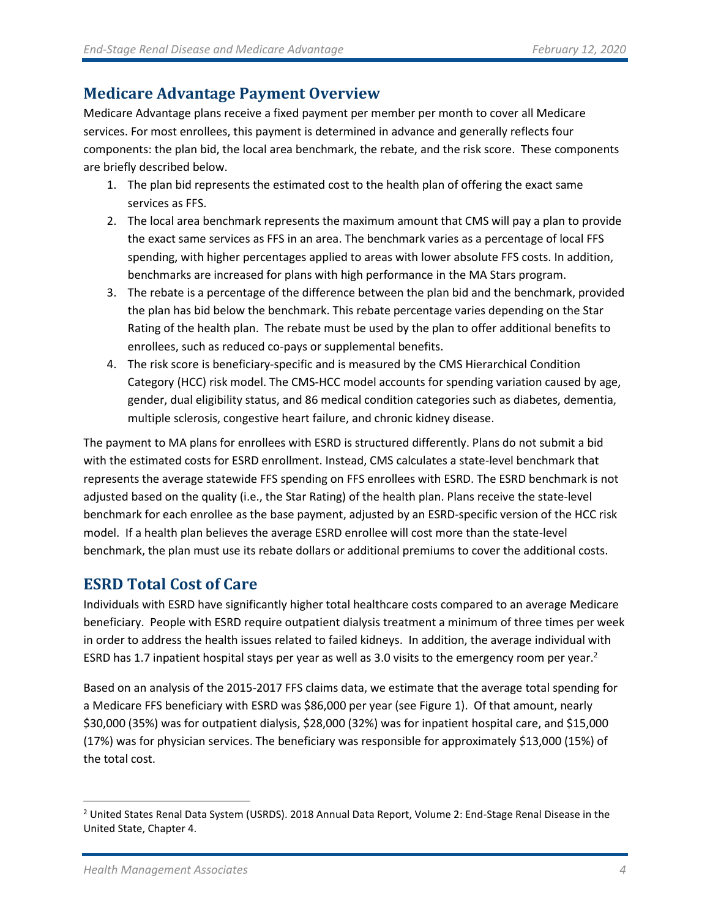## Medicare Advantage Payment Overview

Medicare Advantage plans receive a fixed payment per member per month to cover all Medicare services. For most enrollees, this payment is determined in advance and generally reflects four components: the plan bid, the local area benchmark, the rebate, and the risk score. These components are briefly described below.

1. The plan bid represents the estimated cost to the health plan of offering the exact same services as FFS.
2. The local area benchmark represents the maximum amount that CMS will pay a plan to provide the exact same services as FFS in an area. The benchmark varies as a percentage of local FFS spending, with higher percentages applied to areas with lower absolute FFS costs. In addition, benchmarks are increased for plans with high performance in the MA Stars program.
3. The rebate is a percentage of the difference between the plan bid and the benchmark, provided the plan has bid below the benchmark. This rebate percentage varies depending on the Star Rating of the health plan. The rebate must be used by the plan to offer additional benefits to enrollees, such as reduced co-pays or supplemental benefits.
4. The risk score is beneficiary-specific and is measured by the CMS Hierarchical Condition Category (HCC) risk model. The CMS-HCC model accounts for spending variation caused by age, gender, dual eligibility status, and 86 medical condition categories such as diabetes, dementia, multiple sclerosis, congestive heart failure, and chronic kidney disease.

The payment to MA plans for enrollees with ESRD is structured differently. Plans do not submit a bid with the estimated costs for ESRD enrollment. Instead, CMS calculates a state-level benchmark that represents the average statewide FFS spending on FFS enrollees with ESRD. The ESRD benchmark is not adjusted based on the quality (i.e., the Star Rating) of the health plan. Plans receive the state-level benchmark for each enrollee as the base payment, adjusted by an ESRD-specific version of the HCC risk model. If a health plan believes the average ESRD enrollee will cost more than the state-level benchmark, the plan must use its rebate dollars or additional premiums to cover the additional costs.

## ESRD Total Cost of Care

Individuals with ESRD have significantly higher total healthcare costs compared to an average Medicare beneficiary. People with ESRD require outpatient dialysis treatment a minimum of three times per week in order to address the health issues related to failed kidneys. In addition, the average individual with ESRD has 1.7 inpatient hospital stays per year as well as 3.0 visits to the emergency room per year.[2]

Based on an analysis of the 2015-2017 FFS claims data, we estimate that the average total spending for a Medicare FFS beneficiary with ESRD was $86,000 per year (see Figure 1). Of that amount, nearly $30,000 (35%) was for outpatient dialysis, $28,000 (32%) was for inpatient hospital care, and $15,000 (17%) was for physician services. The beneficiary was responsible for approximately $13,000 (15%) of the total cost.

[2] United States Renal Data System (USRDS). 2018 Annual Data Report, Volume 2: End-Stage Renal Disease in the United State, Chapter 4.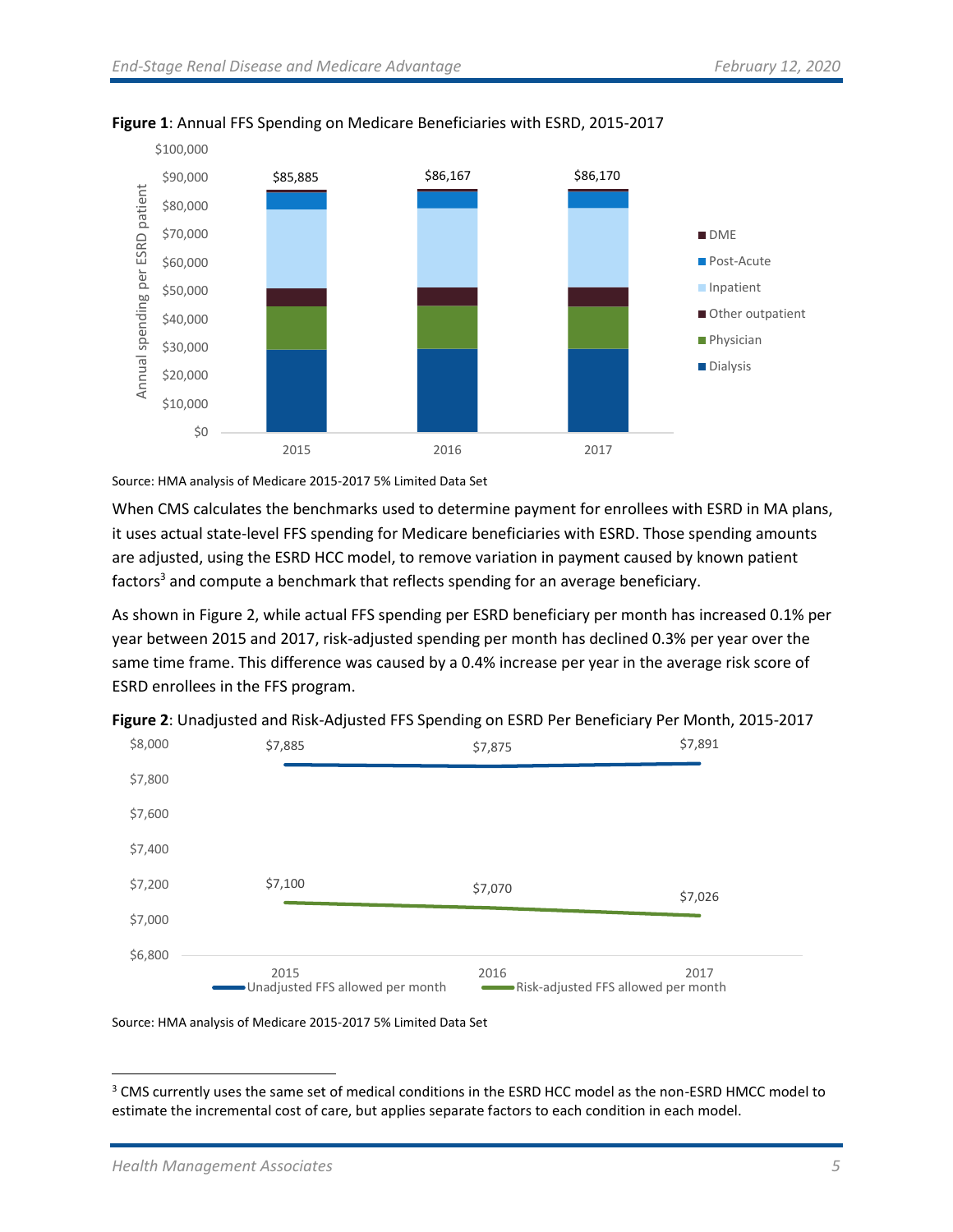**Figure 1**: Annual FFS Spending on Medicare Beneficiaries with ESRD, 2015-2017

Source: HMA analysis of Medicare 2015-2017 5% Limited Data Set

When CMS calculates the benchmarks used to determine payment for enrollees with ESRD in MA plans, it uses actual state-level FFS spending for Medicare beneficiaries with ESRD. Those spending amounts are adjusted, using the ESRD HCC model, to remove variation in payment caused by known patient factors[3] and compute a benchmark that reflects spending for an average beneficiary.

As shown in Figure 2, while actual FFS spending per ESRD beneficiary per month has increased 0.1% per year between 2015 and 2017, risk-adjusted spending per month has declined 0.3% per year over the same time frame. This difference was caused by a 0.4% increase per year in the average risk score of ESRD enrollees in the FFS program.

**Figure 2**: Unadjusted and Risk-Adjusted FFS Spending on ESRD Per Beneficiary Per Month, 2015-2017

Source: HMA analysis of Medicare 2015-2017 5% Limited Data Set

[3] CMS currently uses the same set of medical conditions in the ESRD HCC model as the non-ESRD HMCC model to estimate the incremental cost of care, but applies separate factors to each condition in each model.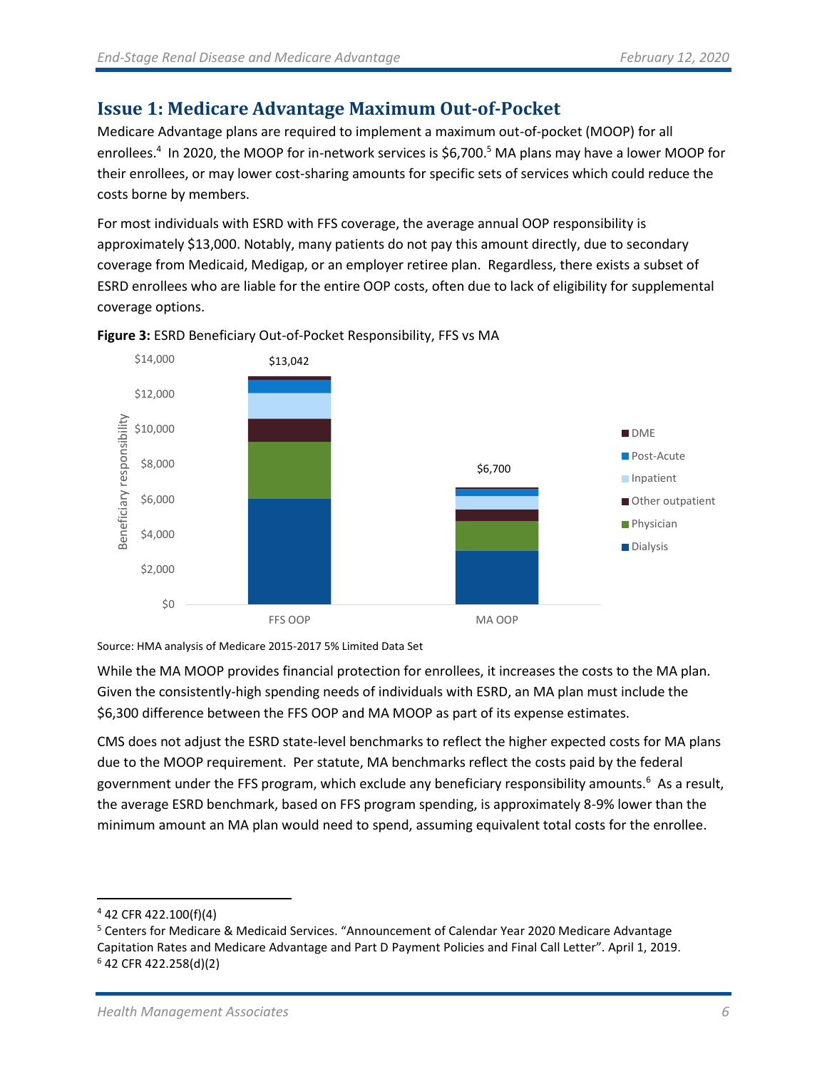## Issue 1: Medicare Advantage Maximum Out-of-Pocket

Medicare Advantage plans are required to implement a maximum out-of-pocket (MOOP) for all enrollees.[4] In 2020, the MOOP for in-network services is $6,700.[5] MA plans may have a lower MOOP for their enrollees, or may lower cost-sharing amounts for specific sets of services which could reduce the costs borne by members.

For most individuals with ESRD with FFS coverage, the average annual OOP responsibility is approximately $13,000. Notably, many patients do not pay this amount directly, due to secondary coverage from Medicaid, Medigap, or an employer retiree plan. Regardless, there exists a subset of ESRD enrollees who are liable for the entire OOP costs, often due to lack of eligibility for supplemental coverage options.

**Figure 3:** ESRD Beneficiary Out-of-Pocket Responsibility, FFS vs MA

Source: HMA analysis of Medicare 2015-2017 5% Limited Data Set

While the MA MOOP provides financial protection for enrollees, it increases the costs to the MA plan. Given the consistently-high spending needs of individuals with ESRD, an MA plan must include the $6,300 difference between the FFS OOP and MA MOOP as part of its expense estimates.

CMS does not adjust the ESRD state-level benchmarks to reflect the higher expected costs for MA plans due to the MOOP requirement. Per statute, MA benchmarks reflect the costs paid by the federal government under the FFS program, which exclude any beneficiary responsibility amounts.[6] As a result, the average ESRD benchmark, based on FFS program spending, is approximately 8-9% lower than the minimum amount an MA plan would need to spend, assuming equivalent total costs for the enrollee.

---

[4] 42 CFR 422.100(f)(4)

[5] Centers for Medicare & Medicaid Services. "Announcement of Calendar Year 2020 Medicare Advantage Capitation Rates and Medicare Advantage and Part D Payment Policies and Final Call Letter". April 1, 2019.

[6] 42 CFR 422.258(d)(2)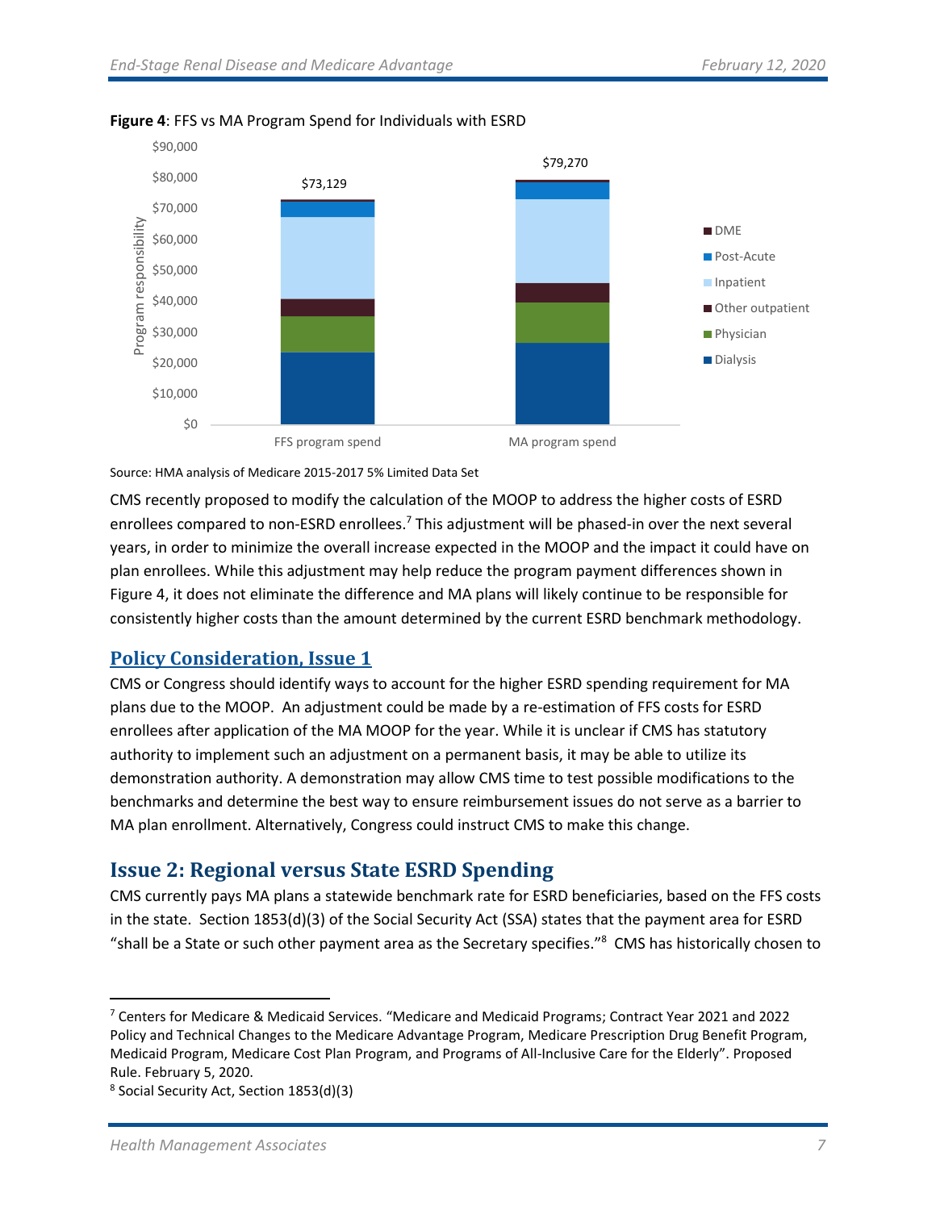**Figure 4**: FFS vs MA Program Spend for Individuals with ESRD

Source: HMA analysis of Medicare 2015-2017 5% Limited Data Set

CMS recently proposed to modify the calculation of the MOOP to address the higher costs of ESRD enrollees compared to non-ESRD enrollees.[7] This adjustment will be phased-in over the next several years, in order to minimize the overall increase expected in the MOOP and the impact it could have on plan enrollees. While this adjustment may help reduce the program payment differences shown in Figure 4, it does not eliminate the difference and MA plans will likely continue to be responsible for consistently higher costs than the amount determined by the current ESRD benchmark methodology.

## Policy Consideration, Issue 1

CMS or Congress should identify ways to account for the higher ESRD spending requirement for MA plans due to the MOOP. An adjustment could be made by a re-estimation of FFS costs for ESRD enrollees after application of the MA MOOP for the year. While it is unclear if CMS has statutory authority to implement such an adjustment on a permanent basis, it may be able to utilize its demonstration authority. A demonstration may allow CMS time to test possible modifications to the benchmarks and determine the best way to ensure reimbursement issues do not serve as a barrier to MA plan enrollment. Alternatively, Congress could instruct CMS to make this change.

## Issue 2: Regional versus State ESRD Spending

CMS currently pays MA plans a statewide benchmark rate for ESRD beneficiaries, based on the FFS costs in the state. Section 1853(d)(3) of the Social Security Act (SSA) states that the payment area for ESRD "shall be a State or such other payment area as the Secretary specifies."[8] CMS has historically chosen to

[7] Centers for Medicare & Medicaid Services. "Medicare and Medicaid Programs; Contract Year 2021 and 2022 Policy and Technical Changes to the Medicare Advantage Program, Medicare Prescription Drug Benefit Program, Medicaid Program, Medicare Cost Plan Program, and Programs of All-Inclusive Care for the Elderly". Proposed Rule. February 5, 2020.

[8] Social Security Act, Section 1853(d)(3)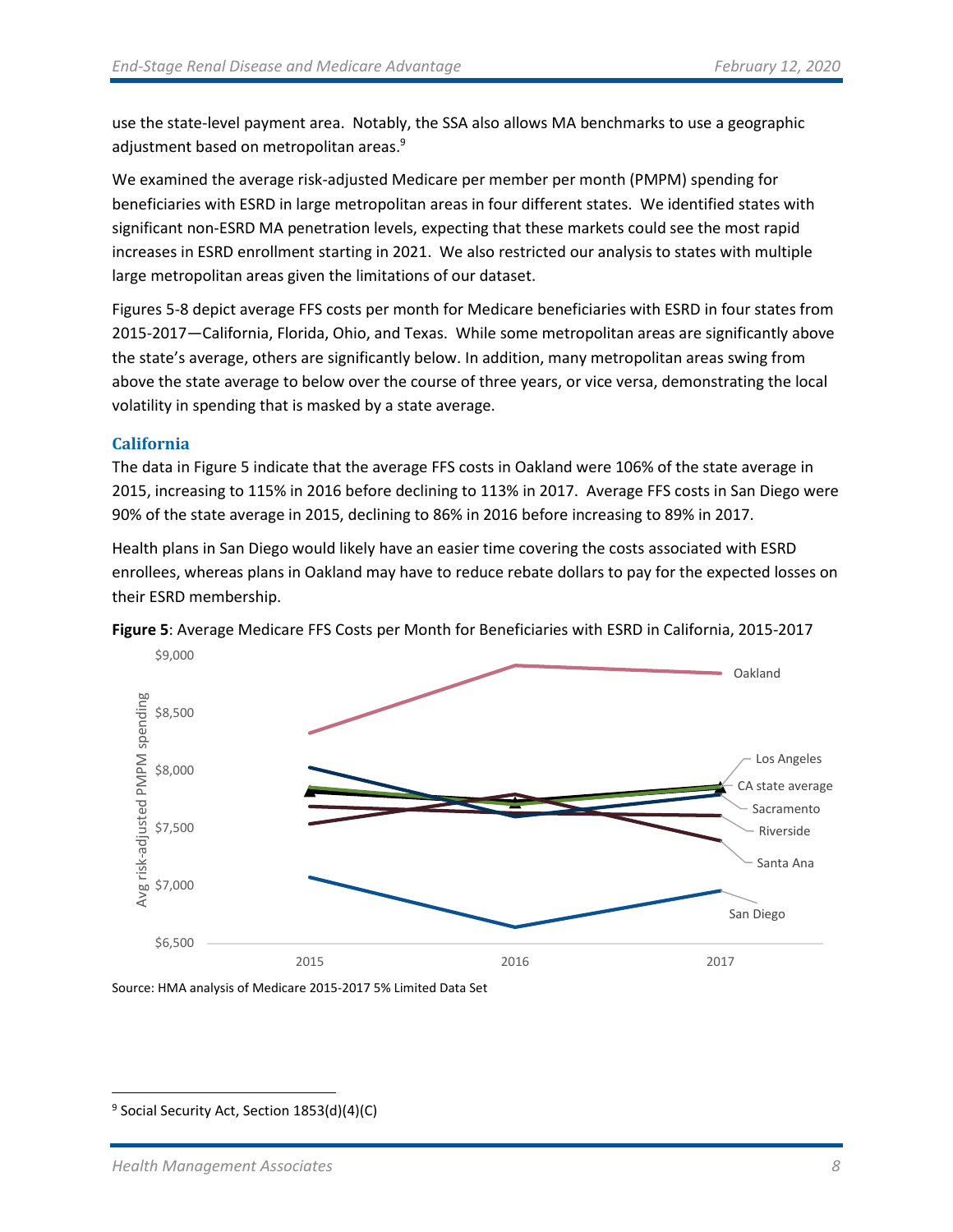use the state-level payment area. Notably, the SSA also allows MA benchmarks to use a geographic adjustment based on metropolitan areas.[9]

We examined the average risk-adjusted Medicare per member per month (PMPM) spending for beneficiaries with ESRD in large metropolitan areas in four different states. We identified states with significant non-ESRD MA penetration levels, expecting that these markets could see the most rapid increases in ESRD enrollment starting in 2021. We also restricted our analysis to states with multiple large metropolitan areas given the limitations of our dataset.

Figures 5-8 depict average FFS costs per month for Medicare beneficiaries with ESRD in four states from 2015-2017—California, Florida, Ohio, and Texas. While some metropolitan areas are significantly above the state's average, others are significantly below. In addition, many metropolitan areas swing from above the state average to below over the course of three years, or vice versa, demonstrating the local volatility in spending that is masked by a state average.

### California

The data in Figure 5 indicate that the average FFS costs in Oakland were 106% of the state average in 2015, increasing to 115% in 2016 before declining to 113% in 2017. Average FFS costs in San Diego were 90% of the state average in 2015, declining to 86% in 2016 before increasing to 89% in 2017.

Health plans in San Diego would likely have an easier time covering the costs associated with ESRD enrollees, whereas plans in Oakland may have to reduce rebate dollars to pay for the expected losses on their ESRD membership.

**Figure 5**: Average Medicare FFS Costs per Month for Beneficiaries with ESRD in California, 2015-2017

Source: HMA analysis of Medicare 2015-2017 5% Limited Data Set

---

[9] Social Security Act, Section 1853(d)(4)(C)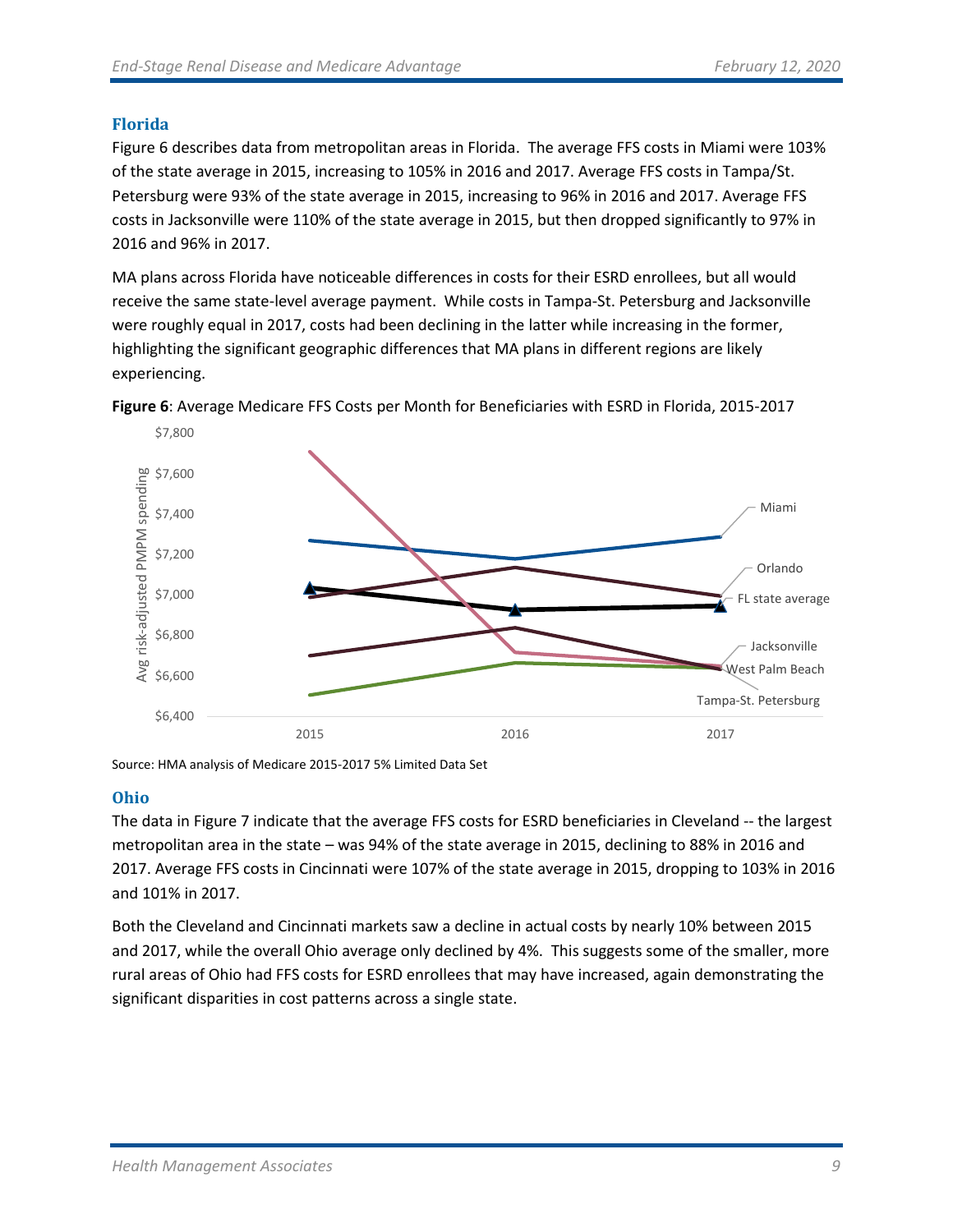## Florida

Figure 6 describes data from metropolitan areas in Florida. The average FFS costs in Miami were 103% of the state average in 2015, increasing to 105% in 2016 and 2017. Average FFS costs in Tampa/St. Petersburg were 93% of the state average in 2015, increasing to 96% in 2016 and 2017. Average FFS costs in Jacksonville were 110% of the state average in 2015, but then dropped significantly to 97% in 2016 and 96% in 2017.

MA plans across Florida have noticeable differences in costs for their ESRD enrollees, but all would receive the same state-level average payment. While costs in Tampa-St. Petersburg and Jacksonville were roughly equal in 2017, costs had been declining in the latter while increasing in the former, highlighting the significant geographic differences that MA plans in different regions are likely experiencing.

**Figure 6**: Average Medicare FFS Costs per Month for Beneficiaries with ESRD in Florida, 2015-2017

Source: HMA analysis of Medicare 2015-2017 5% Limited Data Set

## Ohio

The data in Figure 7 indicate that the average FFS costs for ESRD beneficiaries in Cleveland -- the largest metropolitan area in the state – was 94% of the state average in 2015, declining to 88% in 2016 and 2017. Average FFS costs in Cincinnati were 107% of the state average in 2015, dropping to 103% in 2016 and 101% in 2017.

Both the Cleveland and Cincinnati markets saw a decline in actual costs by nearly 10% between 2015 and 2017, while the overall Ohio average only declined by 4%. This suggests some of the smaller, more rural areas of Ohio had FFS costs for ESRD enrollees that may have increased, again demonstrating the significant disparities in cost patterns across a single state.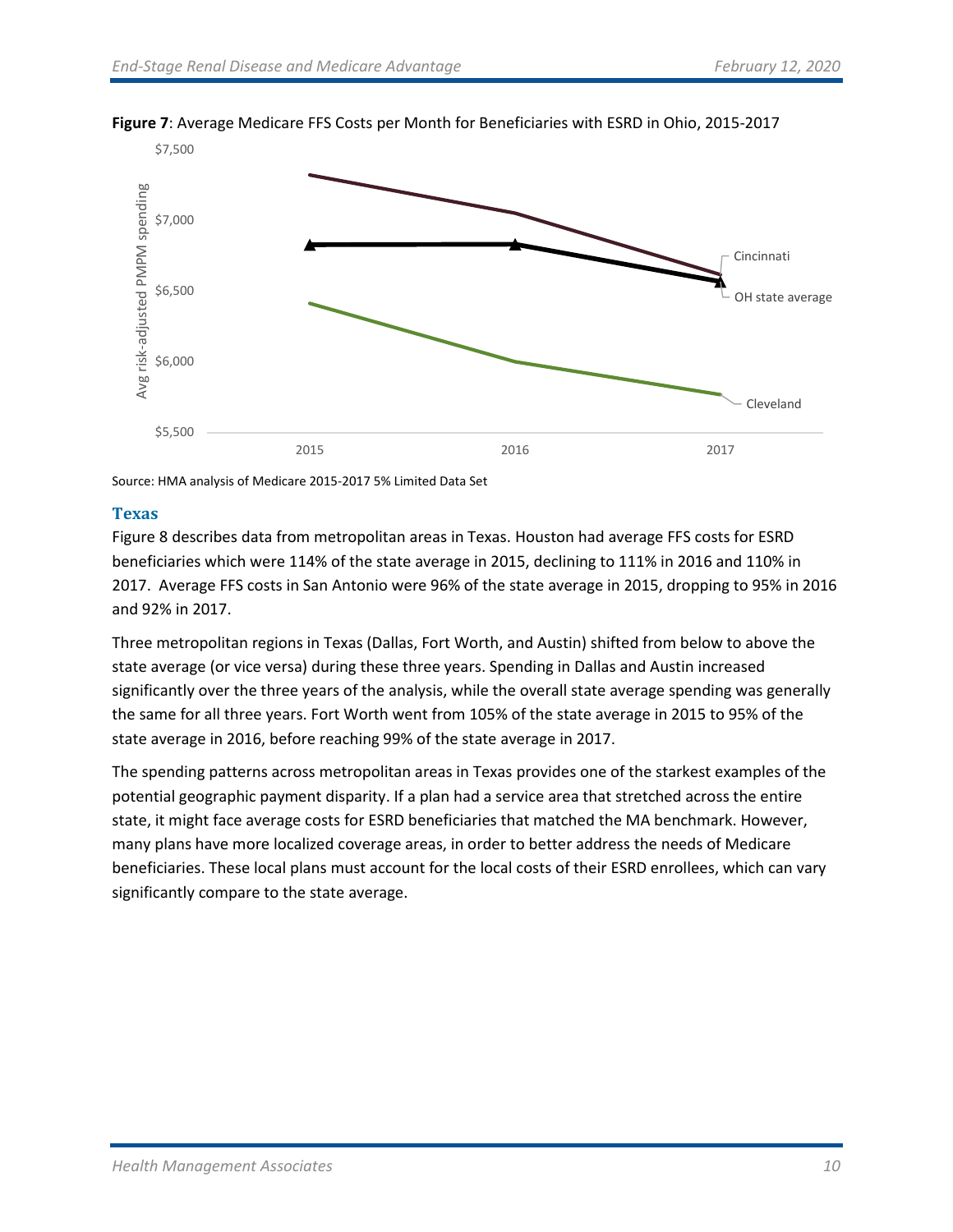**Figure 7**: Average Medicare FFS Costs per Month for Beneficiaries with ESRD in Ohio, 2015-2017

Source: HMA analysis of Medicare 2015-2017 5% Limited Data Set

### Texas

Figure 8 describes data from metropolitan areas in Texas. Houston had average FFS costs for ESRD beneficiaries which were 114% of the state average in 2015, declining to 111% in 2016 and 110% in 2017. Average FFS costs in San Antonio were 96% of the state average in 2015, dropping to 95% in 2016 and 92% in 2017.

Three metropolitan regions in Texas (Dallas, Fort Worth, and Austin) shifted from below to above the state average (or vice versa) during these three years. Spending in Dallas and Austin increased significantly over the three years of the analysis, while the overall state average spending was generally the same for all three years. Fort Worth went from 105% of the state average in 2015 to 95% of the state average in 2016, before reaching 99% of the state average in 2017.

The spending patterns across metropolitan areas in Texas provides one of the starkest examples of the potential geographic payment disparity. If a plan had a service area that stretched across the entire state, it might face average costs for ESRD beneficiaries that matched the MA benchmark. However, many plans have more localized coverage areas, in order to better address the needs of Medicare beneficiaries. These local plans must account for the local costs of their ESRD enrollees, which can vary significantly compare to the state average.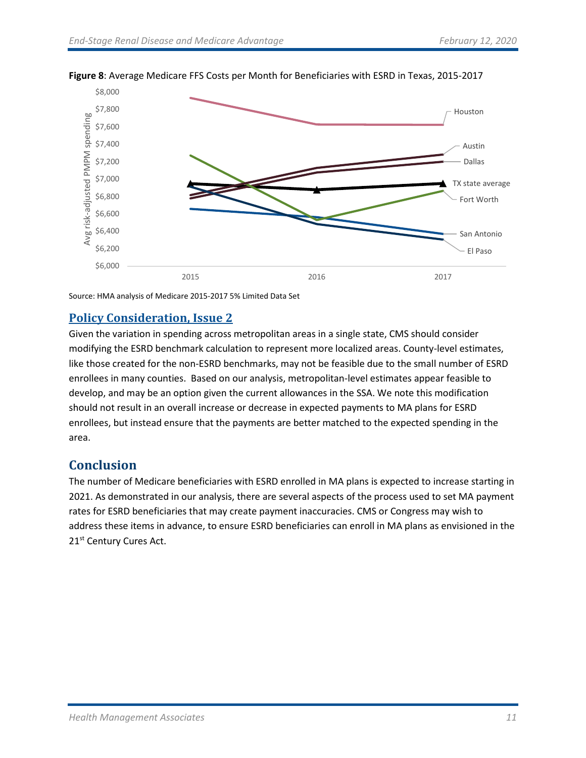**Figure 8**: Average Medicare FFS Costs per Month for Beneficiaries with ESRD in Texas, 2015-2017

$8,000
$7,800
$7,600
$7,400
$7,200
$7,000
$6,800
$6,600
$6,400
$6,200
$6,000

Avg risk-adjusted PMPM spending

2015
2016
2017

Houston
Austin
Dallas
TX state average
Fort Worth
San Antonio
El Paso

Source: HMA analysis of Medicare 2015-2017 5% Limited Data Set

## Policy Consideration, Issue 2

Given the variation in spending across metropolitan areas in a single state, CMS should consider modifying the ESRD benchmark calculation to represent more localized areas. County-level estimates, like those created for the non-ESRD benchmarks, may not be feasible due to the small number of ESRD enrollees in many counties. Based on our analysis, metropolitan-level estimates appear feasible to develop, and may be an option given the current allowances in the SSA. We note this modification should not result in an overall increase or decrease in expected payments to MA plans for ESRD enrollees, but instead ensure that the payments are better matched to the expected spending in the area.

## Conclusion

The number of Medicare beneficiaries with ESRD enrolled in MA plans is expected to increase starting in 2021. As demonstrated in our analysis, there are several aspects of the process used to set MA payment rates for ESRD beneficiaries that may create payment inaccuracies. CMS or Congress may wish to address these items in advance, to ensure ESRD beneficiaries can enroll in MA plans as envisioned in the 21st Century Cures Act.